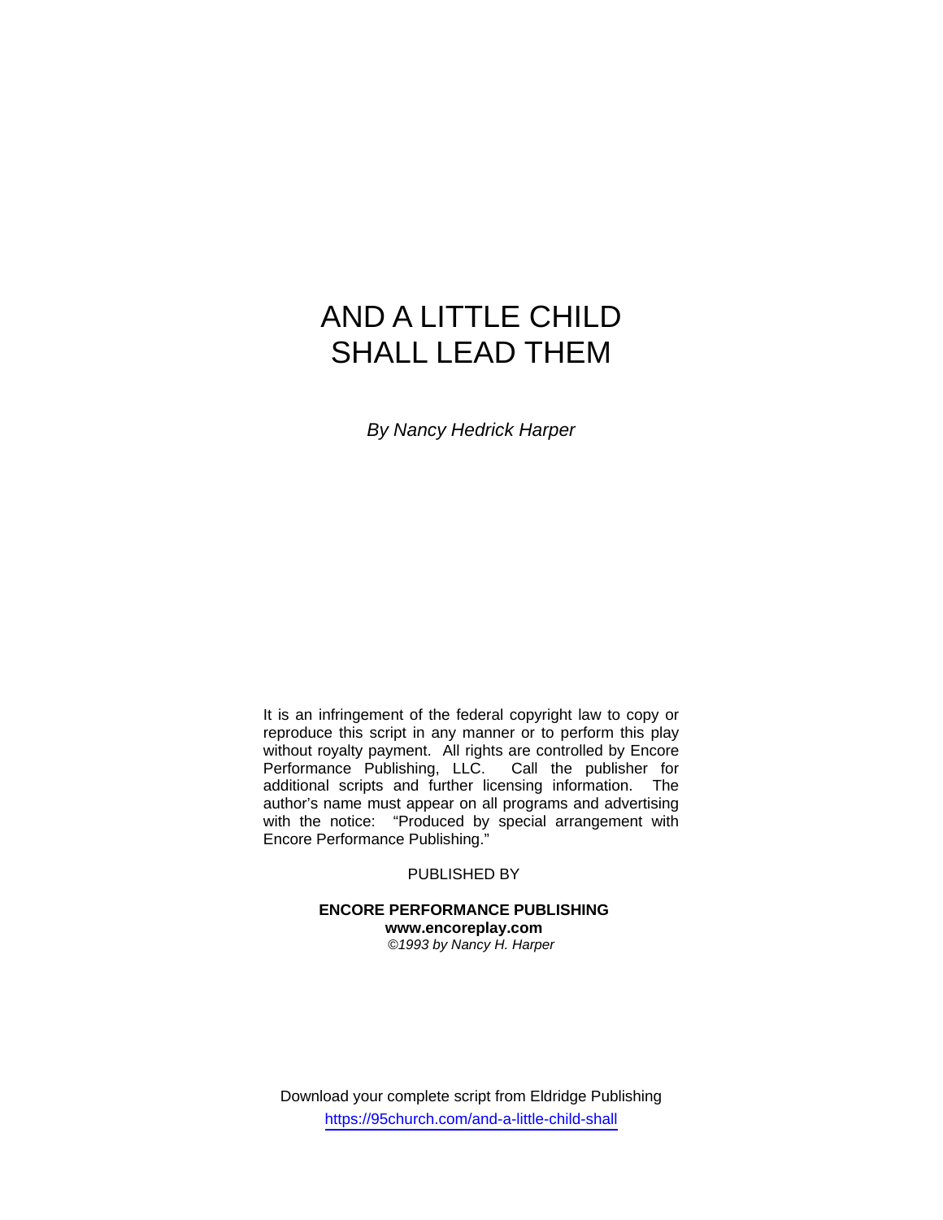# AND A LITTLE CHILD SHALL LEAD THEM

*By Nancy Hedrick Harper*

It is an infringement of the federal copyright law to copy or reproduce this script in any manner or to perform this play without royalty payment. All rights are controlled by Encore Performance Publishing, LLC. Call the publisher for additional scripts and further licensing information. The author's name must appear on all programs and advertising with the notice: "Produced by special arrangement with Encore Performance Publishing."

PUBLISHED BY

**ENCORE PERFORMANCE PUBLISHING**
**www.encoreplay.com**
*©1993 by Nancy H. Harper*

Download your complete script from Eldridge Publishing
https://95church.com/and-a-little-child-shall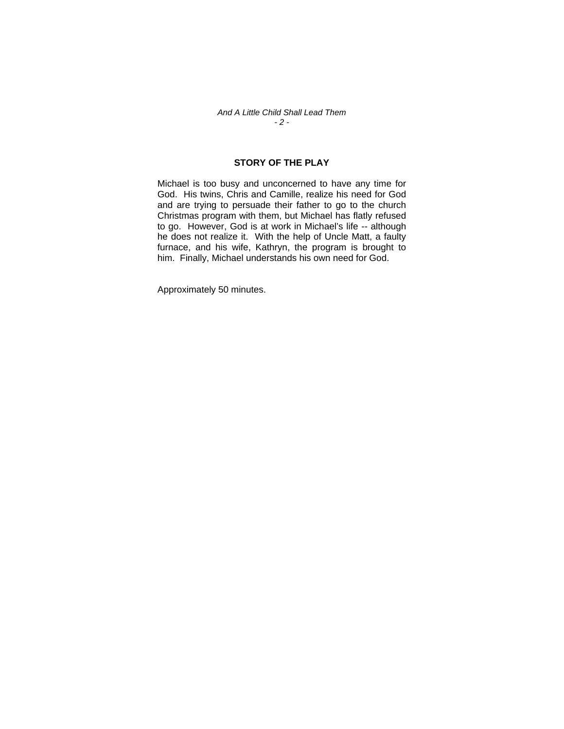## STORY OF THE PLAY

Michael is too busy and unconcerned to have any time for God. His twins, Chris and Camille, realize his need for God and are trying to persuade their father to go to the church Christmas program with them, but Michael has flatly refused to go. However, God is at work in Michael's life -- although he does not realize it. With the help of Uncle Matt, a faulty furnace, and his wife, Kathryn, the program is brought to him. Finally, Michael understands his own need for God.

Approximately 50 minutes.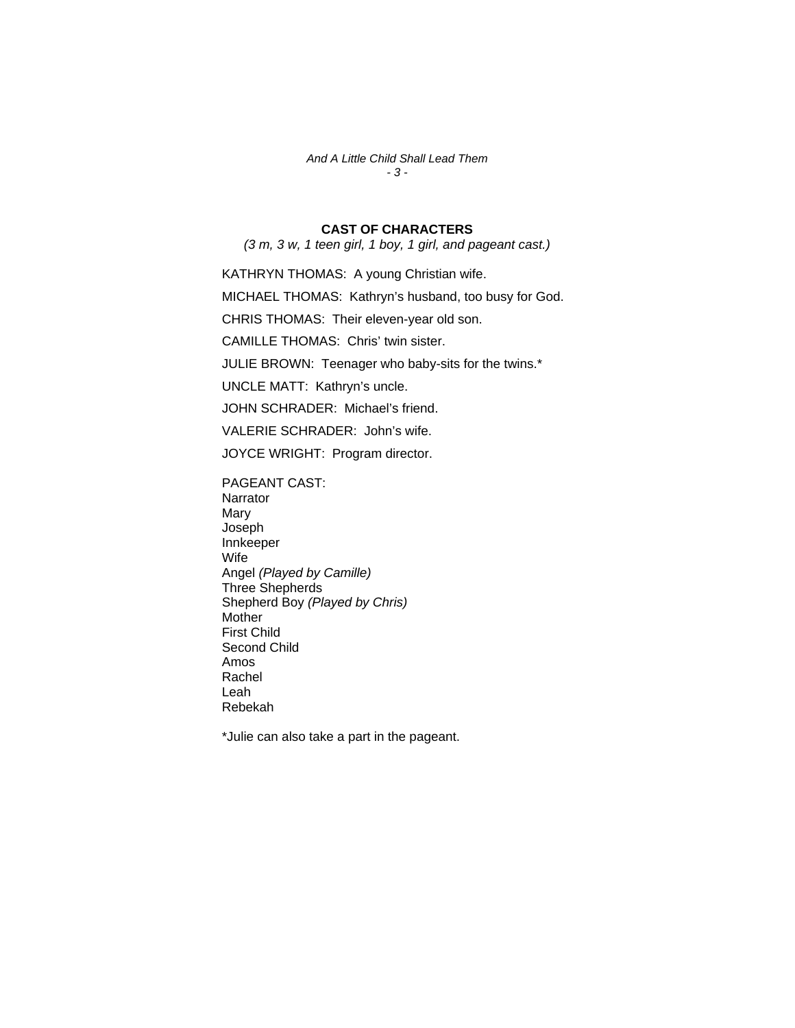## CAST OF CHARACTERS

*(3 m, 3 w, 1 teen girl, 1 boy, 1 girl, and pageant cast.)*

KATHRYN THOMAS: A young Christian wife.

MICHAEL THOMAS: Kathryn's husband, too busy for God.

CHRIS THOMAS: Their eleven-year old son.

CAMILLE THOMAS: Chris' twin sister.

JULIE BROWN: Teenager who baby-sits for the twins.*

UNCLE MATT: Kathryn's uncle.

JOHN SCHRADER: Michael's friend.

VALERIE SCHRADER: John's wife.

JOYCE WRIGHT: Program director.

PAGEANT CAST:
Narrator
Mary
Joseph
Innkeeper
Wife
Angel *(Played by Camille)*
Three Shepherds
Shepherd Boy *(Played by Chris)*
Mother
First Child
Second Child
Amos
Rachel
Leah
Rebekah

*Julie can also take a part in the pageant.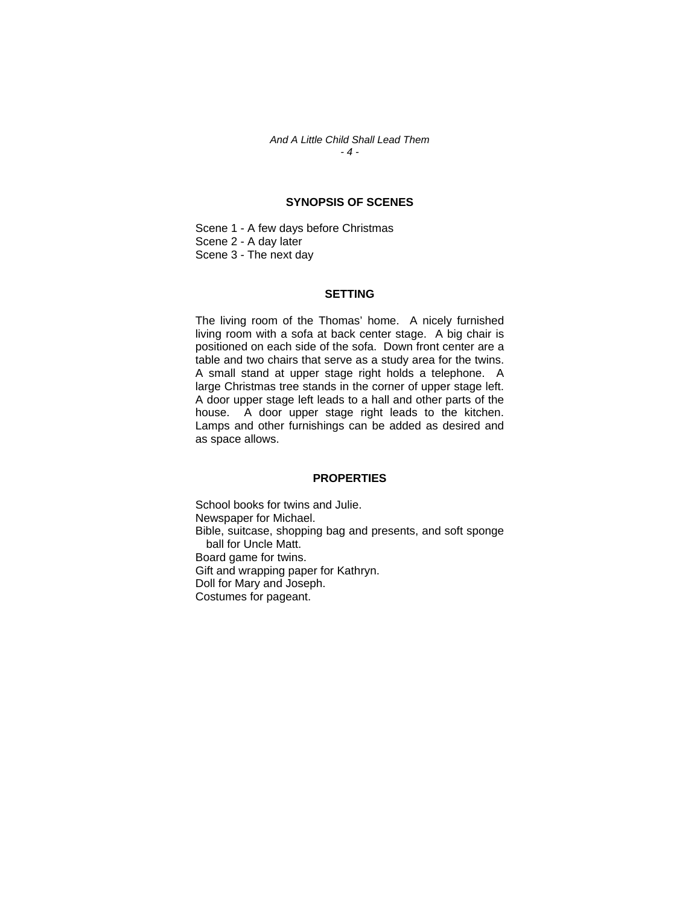## SYNOPSIS OF SCENES

Scene 1 - A few days before Christmas
Scene 2 - A day later
Scene 3 - The next day

## SETTING

The living room of the Thomas' home. A nicely furnished living room with a sofa at back center stage. A big chair is positioned on each side of the sofa. Down front center are a table and two chairs that serve as a study area for the twins. A small stand at upper stage right holds a telephone. A large Christmas tree stands in the corner of upper stage left. A door upper stage left leads to a hall and other parts of the house. A door upper stage right leads to the kitchen. Lamps and other furnishings can be added as desired and as space allows.

## PROPERTIES

School books for twins and Julie.
Newspaper for Michael.
Bible, suitcase, shopping bag and presents, and soft sponge ball for Uncle Matt.
Board game for twins.
Gift and wrapping paper for Kathryn.
Doll for Mary and Joseph.
Costumes for pageant.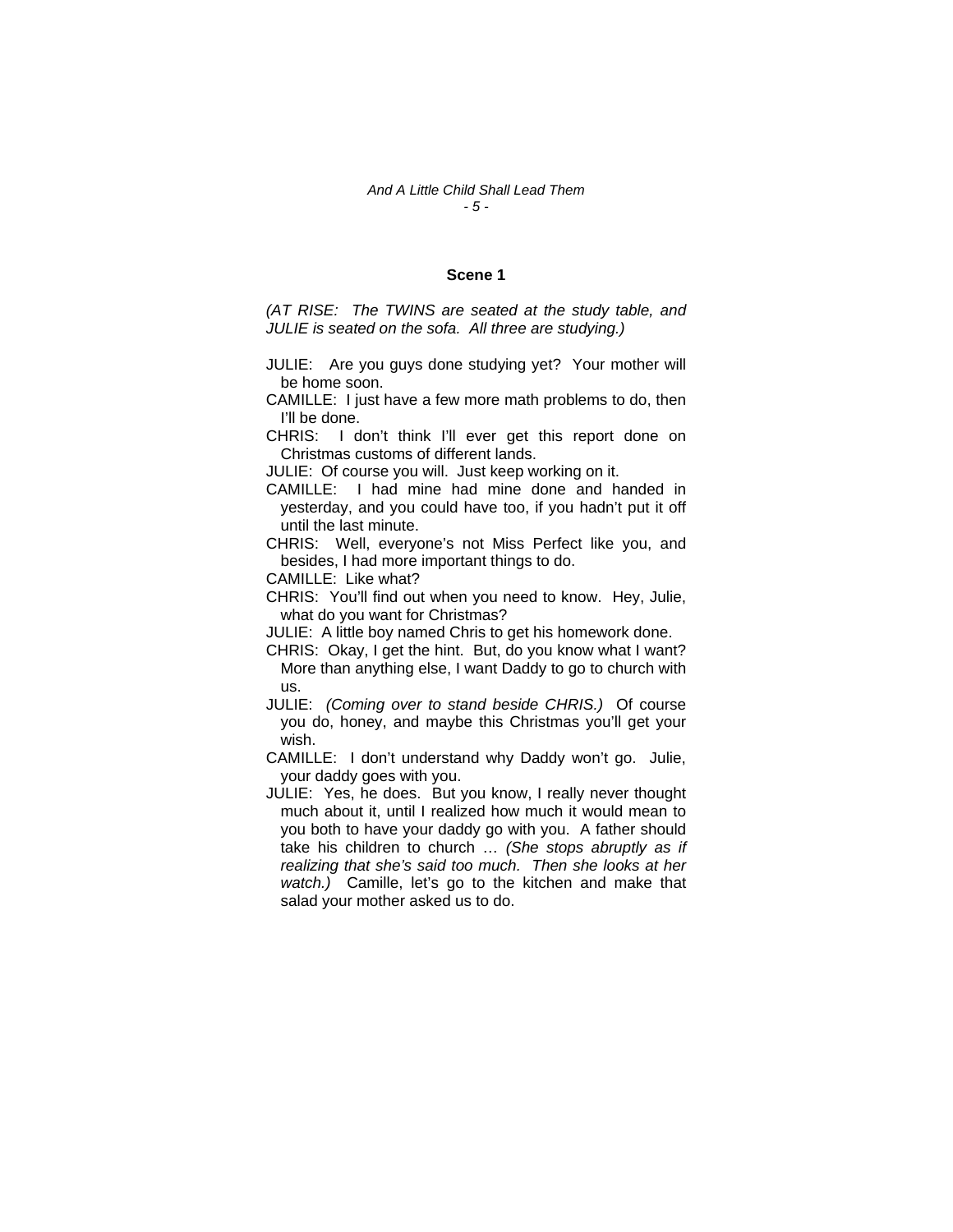## Scene 1

*(AT RISE: The TWINS are seated at the study table, and JULIE is seated on the sofa. All three are studying.)*

JULIE: Are you guys done studying yet? Your mother will be home soon.

CAMILLE: I just have a few more math problems to do, then I'll be done.

CHRIS: I don't think I'll ever get this report done on Christmas customs of different lands.

JULIE: Of course you will. Just keep working on it.

CAMILLE: I had mine had mine done and handed in yesterday, and you could have too, if you hadn't put it off until the last minute.

CHRIS: Well, everyone's not Miss Perfect like you, and besides, I had more important things to do.

CAMILLE: Like what?

CHRIS: You'll find out when you need to know. Hey, Julie, what do you want for Christmas?

JULIE: A little boy named Chris to get his homework done.

CHRIS: Okay, I get the hint. But, do you know what I want? More than anything else, I want Daddy to go to church with us.

JULIE: *(Coming over to stand beside CHRIS.)* Of course you do, honey, and maybe this Christmas you'll get your wish.

CAMILLE: I don't understand why Daddy won't go. Julie, your daddy goes with you.

JULIE: Yes, he does. But you know, I really never thought much about it, until I realized how much it would mean to you both to have your daddy go with you. A father should take his children to church … *(She stops abruptly as if realizing that she's said too much. Then she looks at her watch.)* Camille, let's go to the kitchen and make that salad your mother asked us to do.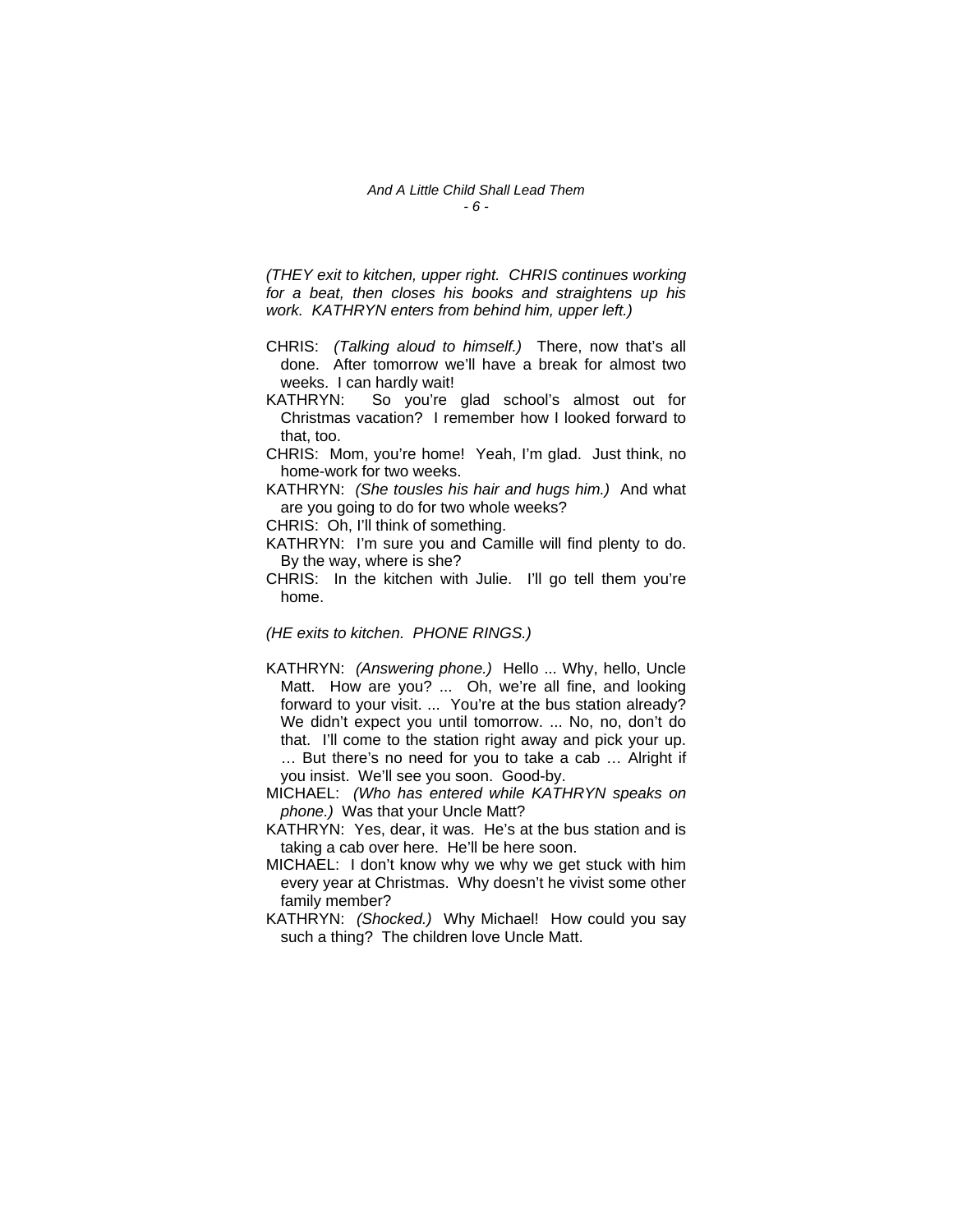*(THEY exit to kitchen, upper right. CHRIS continues working for a beat, then closes his books and straightens up his work. KATHRYN enters from behind him, upper left.)*

CHRIS: *(Talking aloud to himself.)* There, now that's all done. After tomorrow we'll have a break for almost two weeks. I can hardly wait!

KATHRYN: So you're glad school's almost out for Christmas vacation? I remember how I looked forward to that, too.

CHRIS: Mom, you're home! Yeah, I'm glad. Just think, no home-work for two weeks.

KATHRYN: *(She tousles his hair and hugs him.)* And what are you going to do for two whole weeks?

CHRIS: Oh, I'll think of something.

KATHRYN: I'm sure you and Camille will find plenty to do. By the way, where is she?

CHRIS: In the kitchen with Julie. I'll go tell them you're home.

*(HE exits to kitchen. PHONE RINGS.)*

KATHRYN: *(Answering phone.)* Hello ... Why, hello, Uncle Matt. How are you? ... Oh, we're all fine, and looking forward to your visit. ... You're at the bus station already? We didn't expect you until tomorrow. ... No, no, don't do that. I'll come to the station right away and pick your up. … But there's no need for you to take a cab … Alright if you insist. We'll see you soon. Good-by.

MICHAEL: *(Who has entered while KATHRYN speaks on phone.)* Was that your Uncle Matt?

KATHRYN: Yes, dear, it was. He's at the bus station and is taking a cab over here. He'll be here soon.

MICHAEL: I don't know why we why we get stuck with him every year at Christmas. Why doesn't he vivist some other family member?

KATHRYN: *(Shocked.)* Why Michael! How could you say such a thing? The children love Uncle Matt.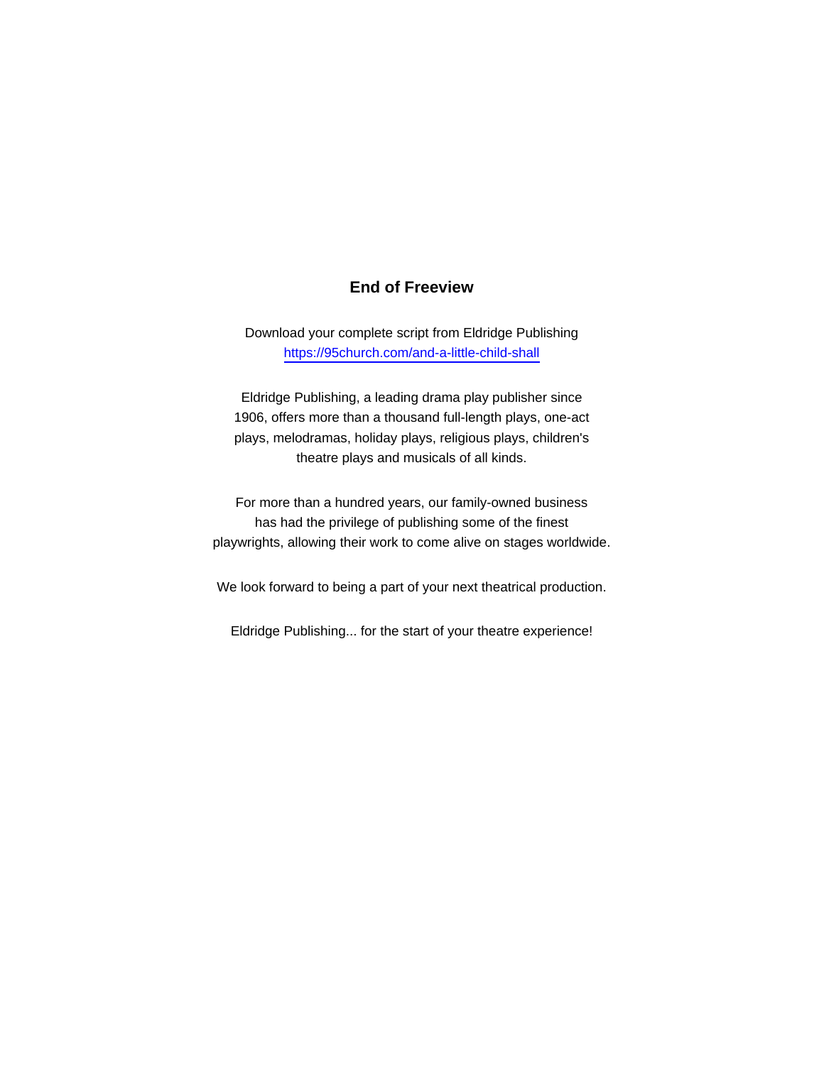**End of Freeview**

Download your complete script from Eldridge Publishing
[https://95church.com/and-a-little-child-shall](https://95church.com/and-a-little-child-shall)

Eldridge Publishing, a leading drama play publisher since 1906, offers more than a thousand full-length plays, one-act plays, melodramas, holiday plays, religious plays, children's theatre plays and musicals of all kinds.

For more than a hundred years, our family-owned business has had the privilege of publishing some of the finest playwrights, allowing their work to come alive on stages worldwide.

We look forward to being a part of your next theatrical production.

Eldridge Publishing... for the start of your theatre experience!